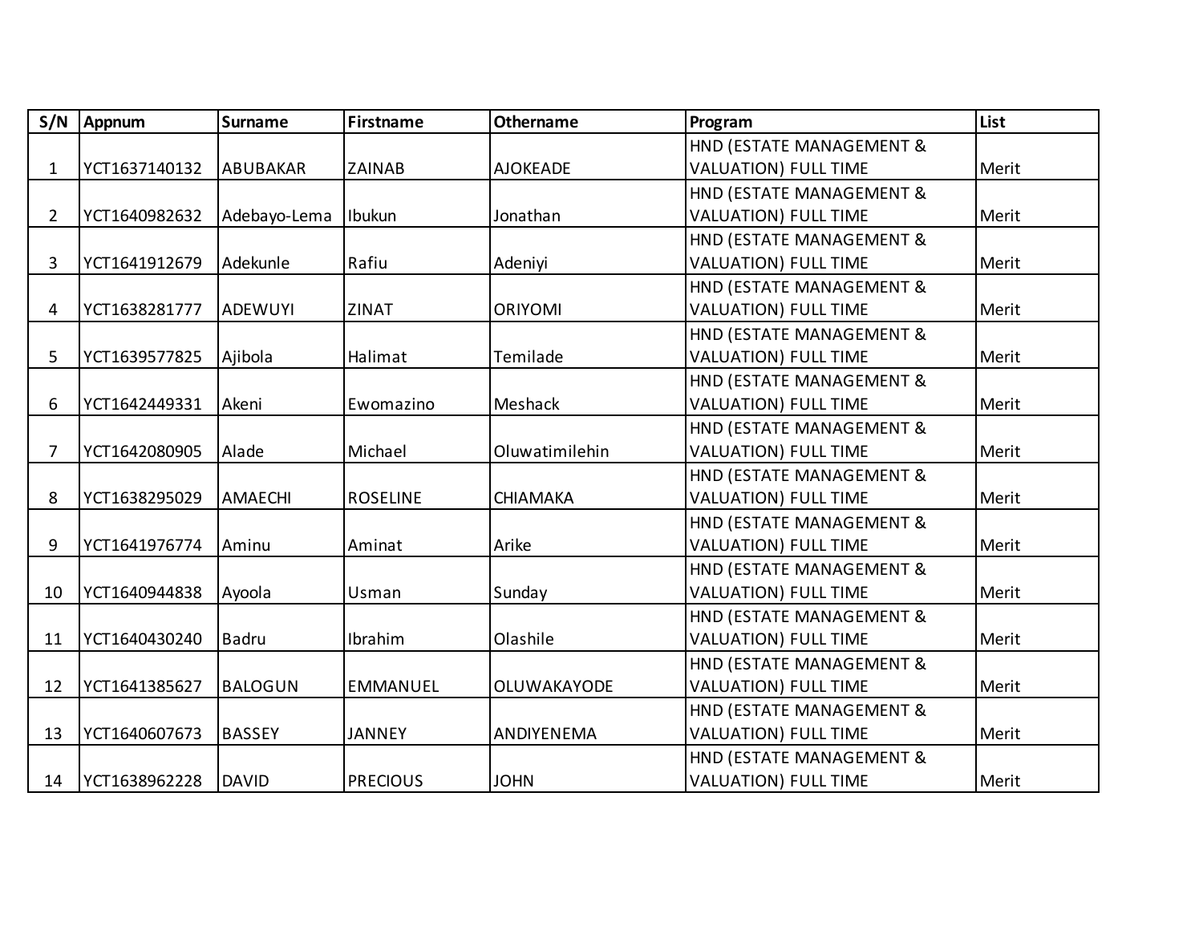| S/N | Appnum | Surname | Firstname | Othername | Program | List |
|---|---|---|---|---|---|---|
| 1 | YCT1637140132 | ABUBAKAR | ZAINAB | AJOKEADE | HND (ESTATE MANAGEMENT & VALUATION) FULL TIME | Merit |
| 2 | YCT1640982632 | Adebayo-Lema | Ibukun | Jonathan | HND (ESTATE MANAGEMENT & VALUATION) FULL TIME | Merit |
| 3 | YCT1641912679 | Adekunle | Rafiu | Adeniyi | HND (ESTATE MANAGEMENT & VALUATION) FULL TIME | Merit |
| 4 | YCT1638281777 | ADEWUYI | ZINAT | ORIYOMI | HND (ESTATE MANAGEMENT & VALUATION) FULL TIME | Merit |
| 5 | YCT1639577825 | Ajibola | Halimat | Temilade | HND (ESTATE MANAGEMENT & VALUATION) FULL TIME | Merit |
| 6 | YCT1642449331 | Akeni | Ewomazino | Meshack | HND (ESTATE MANAGEMENT & VALUATION) FULL TIME | Merit |
| 7 | YCT1642080905 | Alade | Michael | Oluwatimilehin | HND (ESTATE MANAGEMENT & VALUATION) FULL TIME | Merit |
| 8 | YCT1638295029 | AMAECHI | ROSELINE | CHIAMAKA | HND (ESTATE MANAGEMENT & VALUATION) FULL TIME | Merit |
| 9 | YCT1641976774 | Aminu | Aminat | Arike | HND (ESTATE MANAGEMENT & VALUATION) FULL TIME | Merit |
| 10 | YCT1640944838 | Ayoola | Usman | Sunday | HND (ESTATE MANAGEMENT & VALUATION) FULL TIME | Merit |
| 11 | YCT1640430240 | Badru | Ibrahim | Olashile | HND (ESTATE MANAGEMENT & VALUATION) FULL TIME | Merit |
| 12 | YCT1641385627 | BALOGUN | EMMANUEL | OLUWAKAYODE | HND (ESTATE MANAGEMENT & VALUATION) FULL TIME | Merit |
| 13 | YCT1640607673 | BASSEY | JANNEY | ANDIYENEMA | HND (ESTATE MANAGEMENT & VALUATION) FULL TIME | Merit |
| 14 | YCT1638962228 | DAVID | PRECIOUS | JOHN | HND (ESTATE MANAGEMENT & VALUATION) FULL TIME | Merit |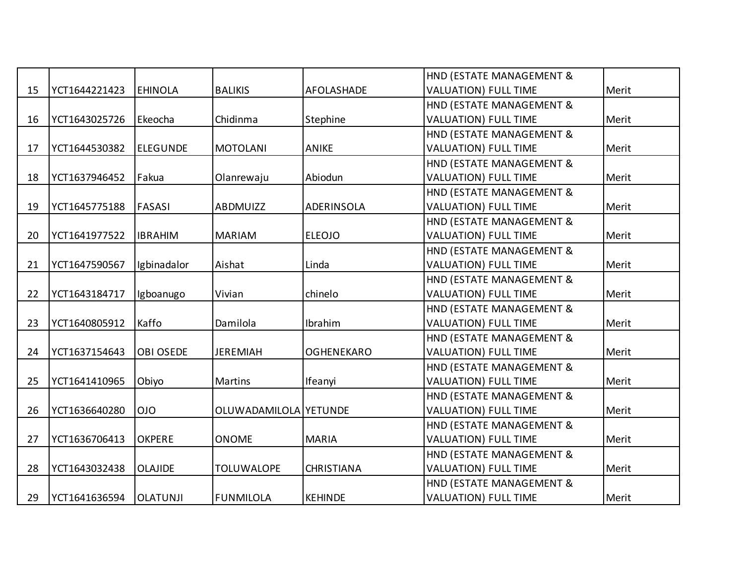| | | | | | | |
|---|---|---|---|---|---|---|
| 15 | YCT1644221423 | EHINOLA | BALIKIS | AFOLASHADE | HND (ESTATE MANAGEMENT & VALUATION) FULL TIME | Merit |
| 16 | YCT1643025726 | Ekeocha | Chidinma | Stephine | HND (ESTATE MANAGEMENT & VALUATION) FULL TIME | Merit |
| 17 | YCT1644530382 | ELEGUNDE | MOTOLANI | ANIKE | HND (ESTATE MANAGEMENT & VALUATION) FULL TIME | Merit |
| 18 | YCT1637946452 | Fakua | Olanrewaju | Abiodun | HND (ESTATE MANAGEMENT & VALUATION) FULL TIME | Merit |
| 19 | YCT1645775188 | FASASI | ABDMUIZZ | ADERINSOLA | HND (ESTATE MANAGEMENT & VALUATION) FULL TIME | Merit |
| 20 | YCT1641977522 | IBRAHIM | MARIAM | ELEOJO | HND (ESTATE MANAGEMENT & VALUATION) FULL TIME | Merit |
| 21 | YCT1647590567 | Igbinadalor | Aishat | Linda | HND (ESTATE MANAGEMENT & VALUATION) FULL TIME | Merit |
| 22 | YCT1643184717 | Igboanugo | Vivian | chinelo | HND (ESTATE MANAGEMENT & VALUATION) FULL TIME | Merit |
| 23 | YCT1640805912 | Kaffo | Damilola | Ibrahim | HND (ESTATE MANAGEMENT & VALUATION) FULL TIME | Merit |
| 24 | YCT1637154643 | OBI OSEDE | JEREMIAH | OGHENEKARO | HND (ESTATE MANAGEMENT & VALUATION) FULL TIME | Merit |
| 25 | YCT1641410965 | Obiyo | Martins | Ifeanyi | HND (ESTATE MANAGEMENT & VALUATION) FULL TIME | Merit |
| 26 | YCT1636640280 | OJO | OLUWADAMILOLA | YETUNDE | HND (ESTATE MANAGEMENT & VALUATION) FULL TIME | Merit |
| 27 | YCT1636706413 | OKPERE | ONOME | MARIA | HND (ESTATE MANAGEMENT & VALUATION) FULL TIME | Merit |
| 28 | YCT1643032438 | OLAJIDE | TOLUWALOPE | CHRISTIANA | HND (ESTATE MANAGEMENT & VALUATION) FULL TIME | Merit |
| 29 | YCT1641636594 | OLATUNJI | FUNMILOLA | KEHINDE | HND (ESTATE MANAGEMENT & VALUATION) FULL TIME | Merit |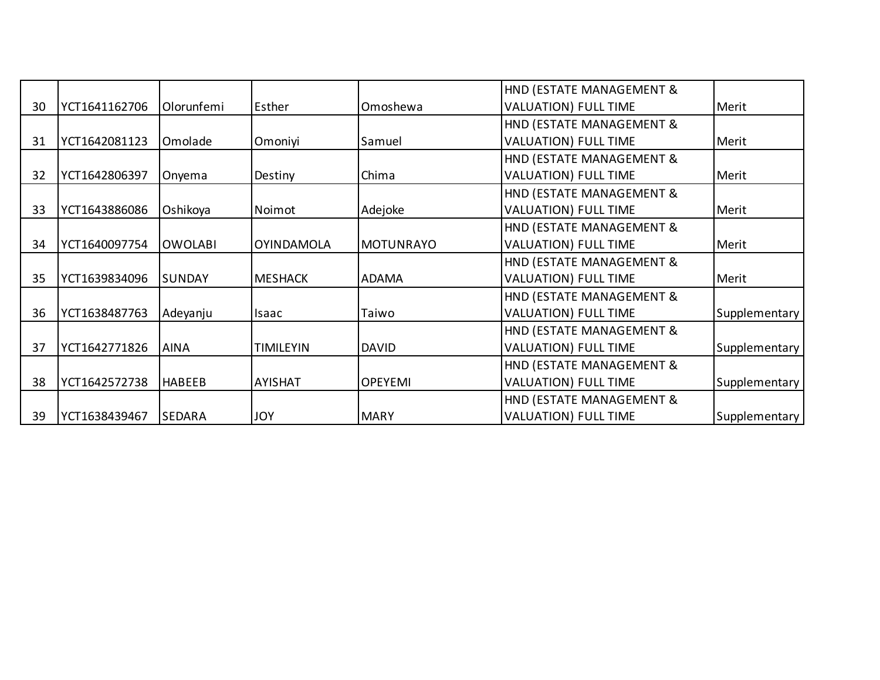| | | | | | | |
|---|---|---|---|---|---|---|
| 30 | YCT1641162706 | Olorunfemi | Esther | Omoshewa | HND (ESTATE MANAGEMENT & VALUATION) FULL TIME | Merit |
| 31 | YCT1642081123 | Omolade | Omoniyi | Samuel | HND (ESTATE MANAGEMENT & VALUATION) FULL TIME | Merit |
| 32 | YCT1642806397 | Onyema | Destiny | Chima | HND (ESTATE MANAGEMENT & VALUATION) FULL TIME | Merit |
| 33 | YCT1643886086 | Oshikoya | Noimot | Adejoke | HND (ESTATE MANAGEMENT & VALUATION) FULL TIME | Merit |
| 34 | YCT1640097754 | OWOLABI | OYINDAMOLA | MOTUNRAYO | HND (ESTATE MANAGEMENT & VALUATION) FULL TIME | Merit |
| 35 | YCT1639834096 | SUNDAY | MESHACK | ADAMA | HND (ESTATE MANAGEMENT & VALUATION) FULL TIME | Merit |
| 36 | YCT1638487763 | Adeyanju | Isaac | Taiwo | HND (ESTATE MANAGEMENT & VALUATION) FULL TIME | Supplementary |
| 37 | YCT1642771826 | AINA | TIMILEYIN | DAVID | HND (ESTATE MANAGEMENT & VALUATION) FULL TIME | Supplementary |
| 38 | YCT1642572738 | HABEEB | AYISHAT | OPEYEMI | HND (ESTATE MANAGEMENT & VALUATION) FULL TIME | Supplementary |
| 39 | YCT1638439467 | SEDARA | JOY | MARY | HND (ESTATE MANAGEMENT & VALUATION) FULL TIME | Supplementary |